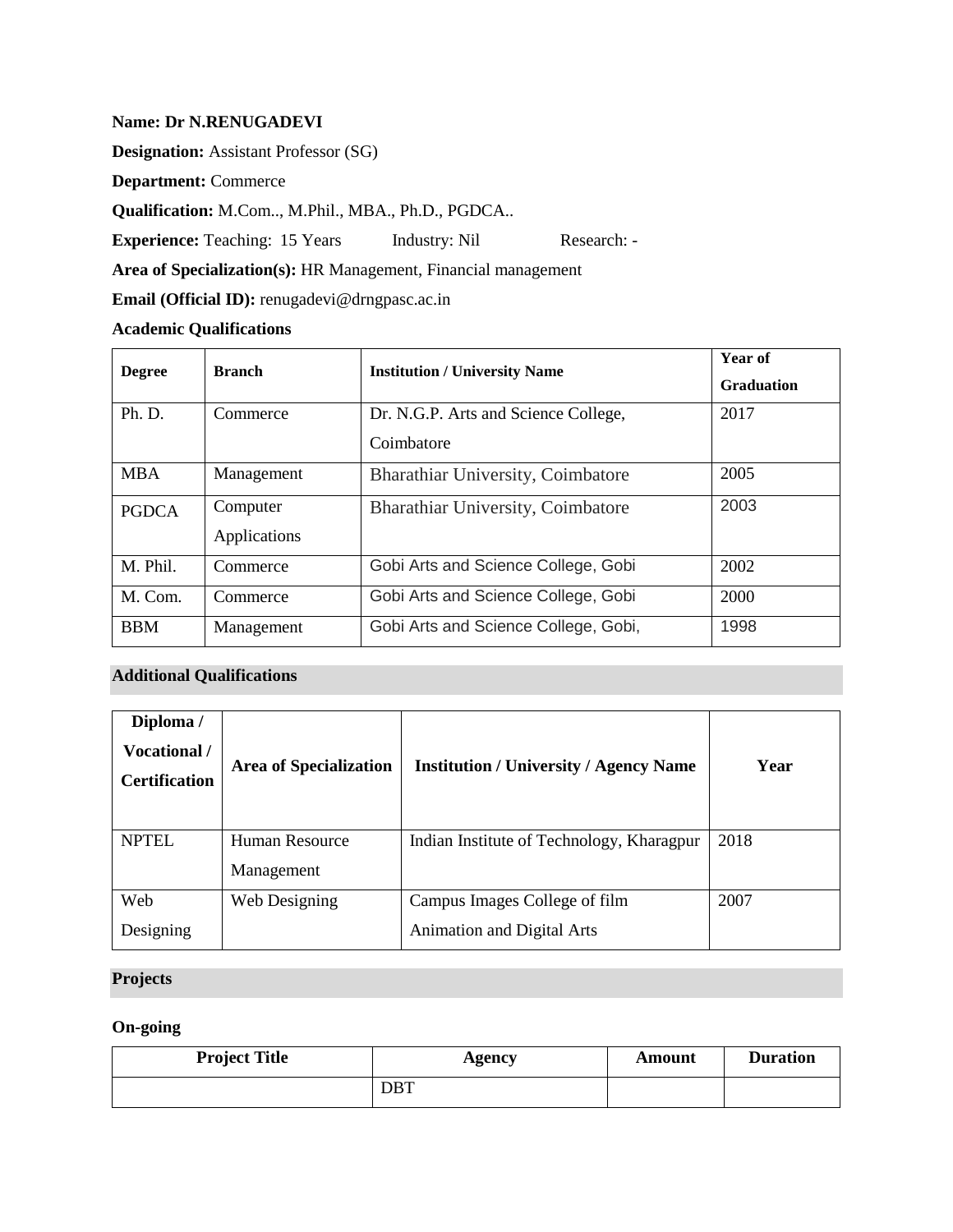**Name: Dr N.RENUGADEVI**

**Designation:** Assistant Professor (SG)

**Department:** Commerce

**Qualification:** M.Com.., M.Phil., MBA., Ph.D., PGDCA..

**Experience:** Teaching: 15 Years Industry: Nil Research: -

**Area of Specialization(s):** HR Management, Financial management

**Email (Official ID):** renugadevi@drngpasc.ac.in

**Academic Qualifications**

| Degree | Branch | Institution / University Name | Year of Graduation |
|---|---|---|---|
| Ph. D. | Commerce | Dr. N.G.P. Arts and Science College, Coimbatore | 2017 |
| MBA | Management | Bharathiar University, Coimbatore | 2005 |
| PGDCA | Computer Applications | Bharathiar University, Coimbatore | 2003 |
| M. Phil. | Commerce | Gobi Arts and Science College, Gobi | 2002 |
| M. Com. | Commerce | Gobi Arts and Science College, Gobi | 2000 |
| BBM | Management | Gobi Arts and Science College, Gobi, | 1998 |

**Additional Qualifications**

| Diploma / Vocational / Certification | Area of Specialization | Institution / University / Agency Name | Year |
|---|---|---|---|
| NPTEL | Human Resource Management | Indian Institute of Technology, Kharagpur | 2018 |
| Web Designing | Web Designing | Campus Images College of film Animation and Digital Arts | 2007 |

**Projects**

**On-going**

| Project Title | Agency | Amount | Duration |
|---|---|---|---|
| | DBT | | |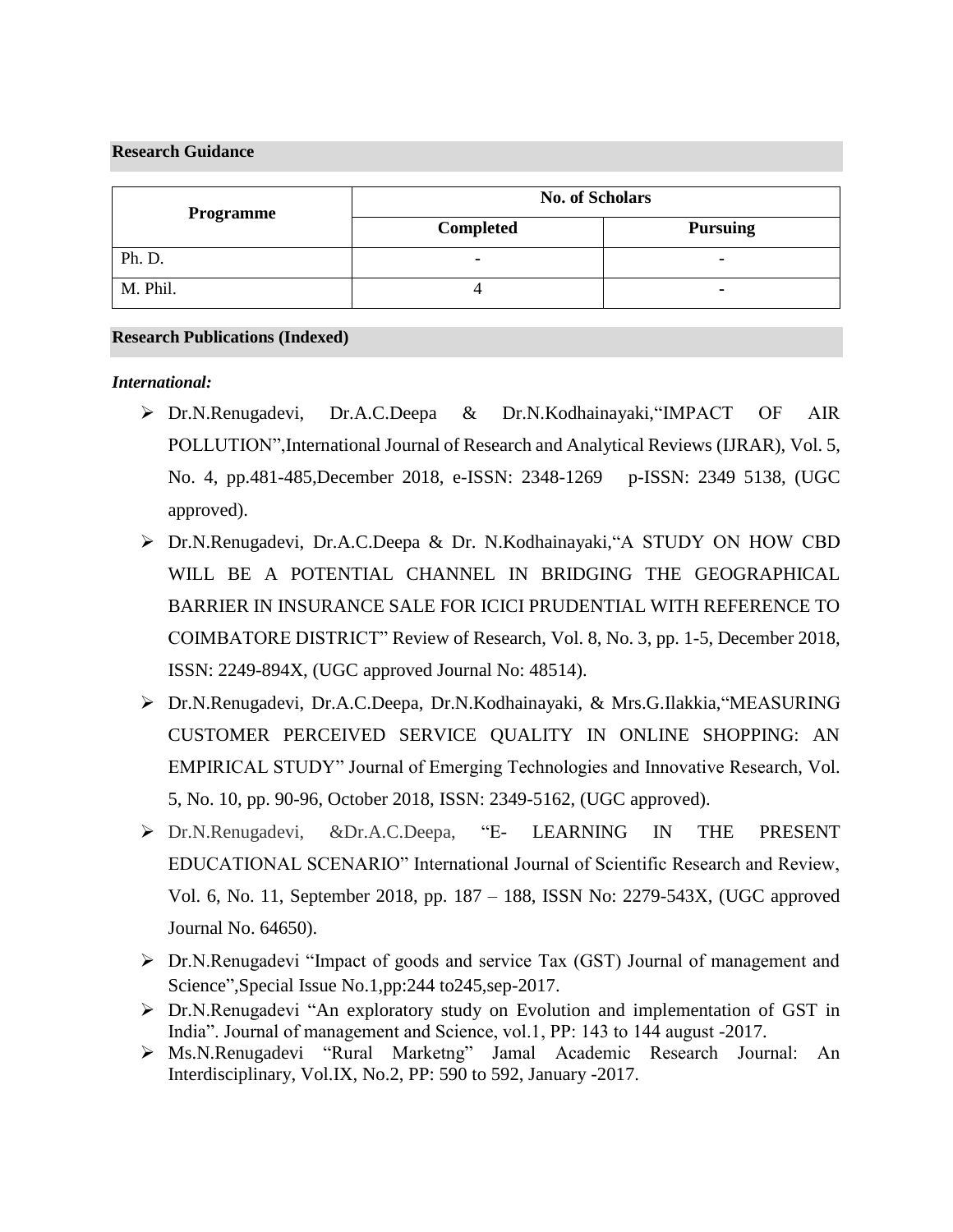## Research Guidance

| Programme | No. of Scholars | |
|---|---|---|
| | Completed | Pursuing |
| Ph. D. | - | - |
| M. Phil. | 4 | - |

## Research Publications (Indexed)

***International:***

- Dr.N.Renugadevi, Dr.A.C.Deepa & Dr.N.Kodhainayaki,"IMPACT OF AIR POLLUTION",International Journal of Research and Analytical Reviews (IJRAR), Vol. 5, No. 4, pp.481-485,December 2018, e-ISSN: 2348-1269 p-ISSN: 2349 5138, (UGC approved).
- Dr.N.Renugadevi, Dr.A.C.Deepa & Dr. N.Kodhainayaki,"A STUDY ON HOW CBD WILL BE A POTENTIAL CHANNEL IN BRIDGING THE GEOGRAPHICAL BARRIER IN INSURANCE SALE FOR ICICI PRUDENTIAL WITH REFERENCE TO COIMBATORE DISTRICT" Review of Research, Vol. 8, No. 3, pp. 1-5, December 2018, ISSN: 2249-894X, (UGC approved Journal No: 48514).
- Dr.N.Renugadevi, Dr.A.C.Deepa, Dr.N.Kodhainayaki, & Mrs.G.Ilakkia,"MEASURING CUSTOMER PERCEIVED SERVICE QUALITY IN ONLINE SHOPPING: AN EMPIRICAL STUDY" Journal of Emerging Technologies and Innovative Research, Vol. 5, No. 10, pp. 90-96, October 2018, ISSN: 2349-5162, (UGC approved).
- Dr.N.Renugadevi, &Dr.A.C.Deepa, "E- LEARNING IN THE PRESENT EDUCATIONAL SCENARIO" International Journal of Scientific Research and Review, Vol. 6, No. 11, September 2018, pp. 187 – 188, ISSN No: 2279-543X, (UGC approved Journal No. 64650).
- Dr.N.Renugadevi "Impact of goods and service Tax (GST) Journal of management and Science",Special Issue No.1,pp:244 to245,sep-2017.
- Dr.N.Renugadevi "An exploratory study on Evolution and implementation of GST in India". Journal of management and Science, vol.1, PP: 143 to 144 august -2017.
- Ms.N.Renugadevi "Rural Marketng" Jamal Academic Research Journal: An Interdisciplinary, Vol.IX, No.2, PP: 590 to 592, January -2017.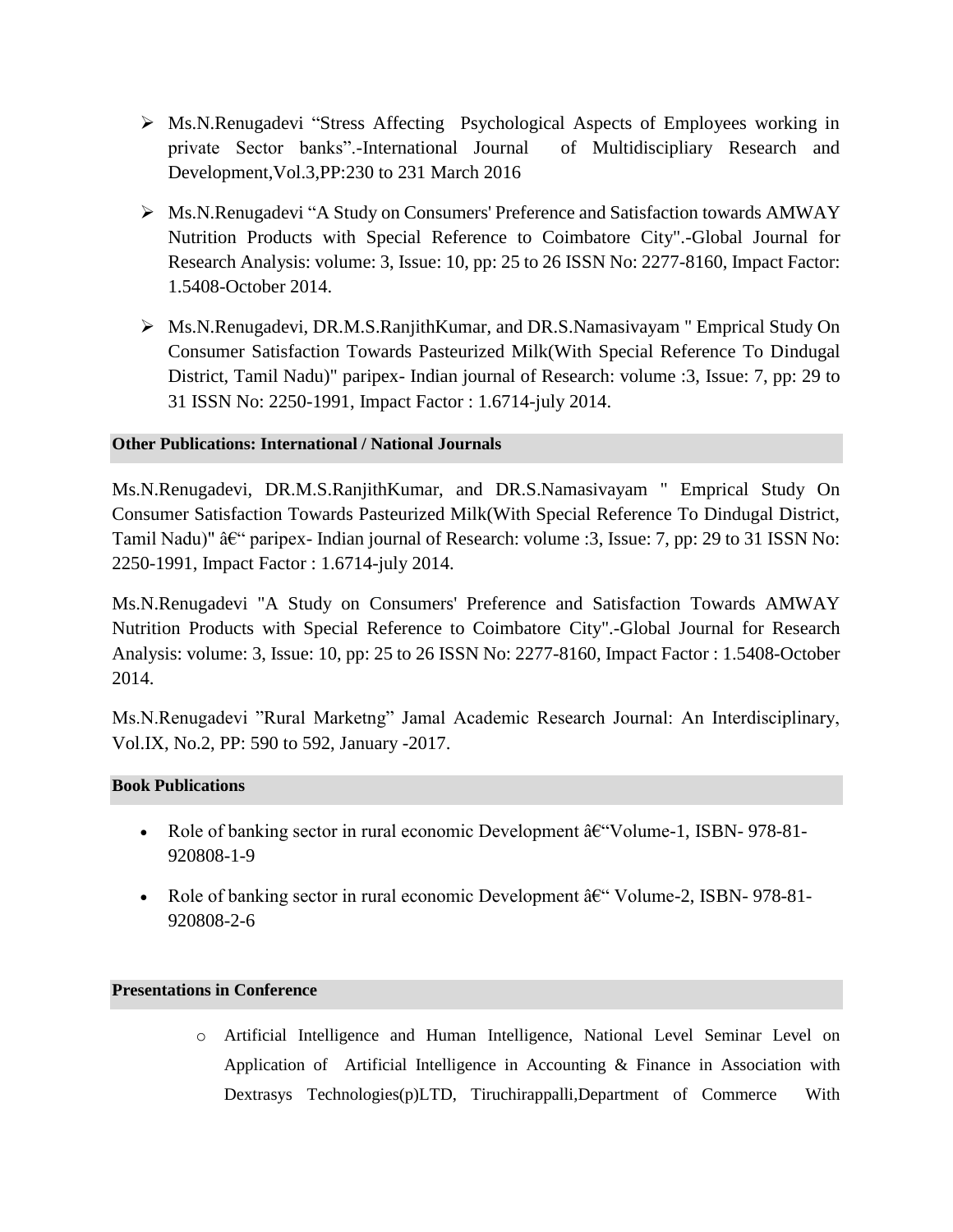- Ms.N.Renugadevi "Stress Affecting Psychological Aspects of Employees working in private Sector banks".-International Journal of Multidiscipliary Research and Development,Vol.3,PP:230 to 231 March 2016
- Ms.N.Renugadevi "A Study on Consumers' Preference and Satisfaction towards AMWAY Nutrition Products with Special Reference to Coimbatore City".-Global Journal for Research Analysis: volume: 3, Issue: 10, pp: 25 to 26 ISSN No: 2277-8160, Impact Factor: 1.5408-October 2014.
- Ms.N.Renugadevi, DR.M.S.RanjithKumar, and DR.S.Namasivayam " Emprical Study On Consumer Satisfaction Towards Pasteurized Milk(With Special Reference To Dindugal District, Tamil Nadu)" paripex- Indian journal of Research: volume :3, Issue: 7, pp: 29 to 31 ISSN No: 2250-1991, Impact Factor : 1.6714-july 2014.

**Other Publications: International / National Journals**

Ms.N.Renugadevi, DR.M.S.RanjithKumar, and DR.S.Namasivayam " Emprical Study On Consumer Satisfaction Towards Pasteurized Milk(With Special Reference To Dindugal District, Tamil Nadu)" â€" paripex- Indian journal of Research: volume :3, Issue: 7, pp: 29 to 31 ISSN No: 2250-1991, Impact Factor : 1.6714-july 2014.

Ms.N.Renugadevi "A Study on Consumers' Preference and Satisfaction Towards AMWAY Nutrition Products with Special Reference to Coimbatore City".-Global Journal for Research Analysis: volume: 3, Issue: 10, pp: 25 to 26 ISSN No: 2277-8160, Impact Factor : 1.5408-October 2014.

Ms.N.Renugadevi "Rural Marketng" Jamal Academic Research Journal: An Interdisciplinary, Vol.IX, No.2, PP: 590 to 592, January -2017.

**Book Publications**

- Role of banking sector in rural economic Development â€"Volume-1, ISBN- 978-81-920808-1-9
- Role of banking sector in rural economic Development â€" Volume-2, ISBN- 978-81-920808-2-6

**Presentations in Conference**

- Artificial Intelligence and Human Intelligence, National Level Seminar Level on Application of Artificial Intelligence in Accounting & Finance in Association with Dextrasys Technologies(p)LTD, Tiruchirappalli,Department of Commerce With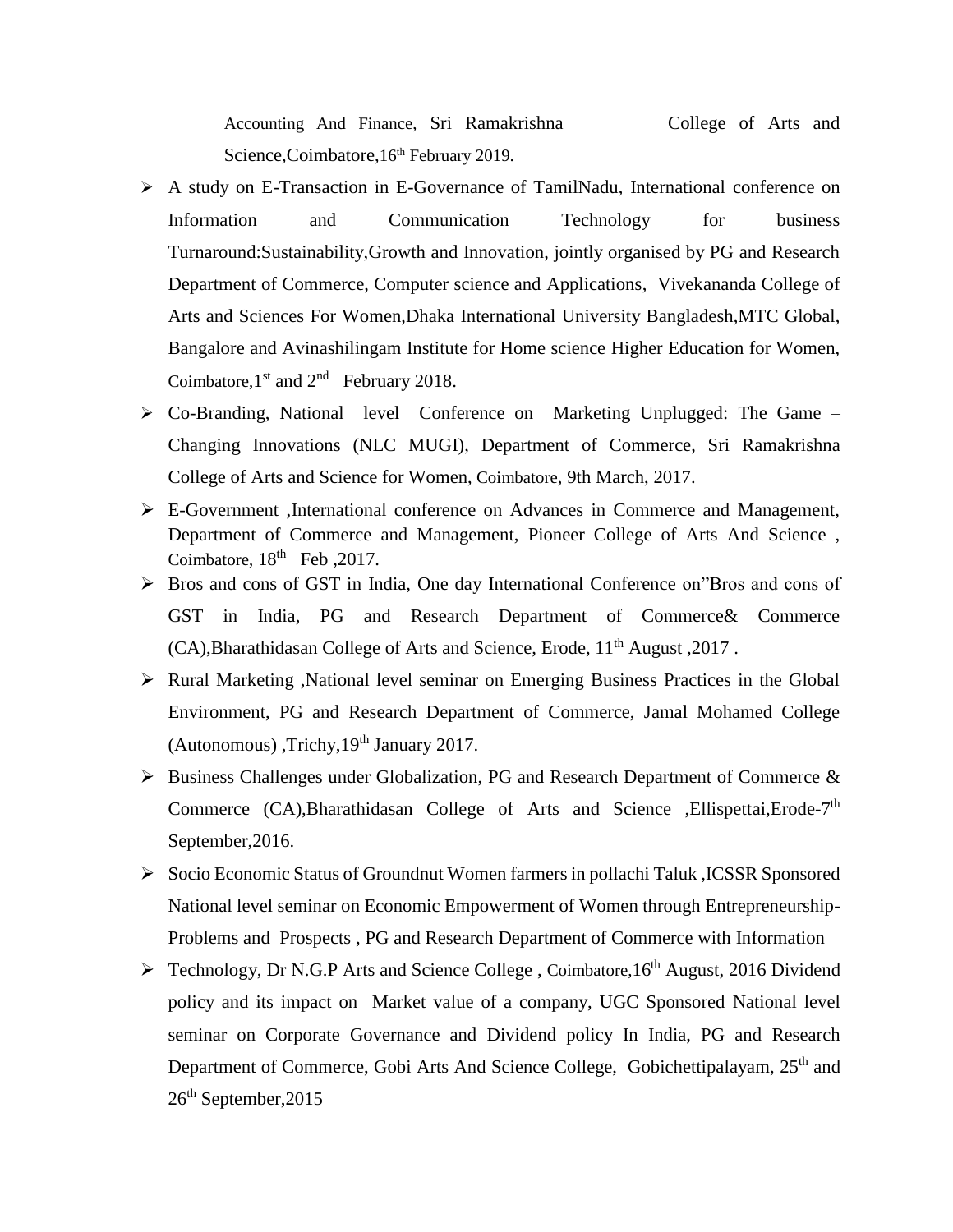Accounting And Finance, Sri Ramakrishna College of Arts and Science,Coimbatore,16th February 2019.

- A study on E-Transaction in E-Governance of TamilNadu, International conference on Information and Communication Technology for business Turnaround:Sustainability,Growth and Innovation, jointly organised by PG and Research Department of Commerce, Computer science and Applications, Vivekananda College of Arts and Sciences For Women,Dhaka International University Bangladesh,MTC Global, Bangalore and Avinashilingam Institute for Home science Higher Education for Women, Coimbatore,1st and 2nd February 2018.
- Co-Branding, National level Conference on Marketing Unplugged: The Game – Changing Innovations (NLC MUGI), Department of Commerce, Sri Ramakrishna College of Arts and Science for Women, Coimbatore, 9th March, 2017.
- E-Government ,International conference on Advances in Commerce and Management, Department of Commerce and Management, Pioneer College of Arts And Science , Coimbatore, 18th Feb ,2017.
- Bros and cons of GST in India, One day International Conference on"Bros and cons of GST in India, PG and Research Department of Commerce& Commerce (CA),Bharathidasan College of Arts and Science, Erode, 11th August ,2017 .
- Rural Marketing ,National level seminar on Emerging Business Practices in the Global Environment, PG and Research Department of Commerce, Jamal Mohamed College (Autonomous) ,Trichy,19th January 2017.
- Business Challenges under Globalization, PG and Research Department of Commerce & Commerce (CA),Bharathidasan College of Arts and Science ,Ellispettai,Erode-7th September,2016.
- Socio Economic Status of Groundnut Women farmers in pollachi Taluk ,ICSSR Sponsored National level seminar on Economic Empowerment of Women through Entrepreneurship-Problems and Prospects , PG and Research Department of Commerce with Information
- Technology, Dr N.G.P Arts and Science College , Coimbatore,16th August, 2016 Dividend policy and its impact on Market value of a company, UGC Sponsored National level seminar on Corporate Governance and Dividend policy In India, PG and Research Department of Commerce, Gobi Arts And Science College, Gobichettipalayam, 25th and 26th September,2015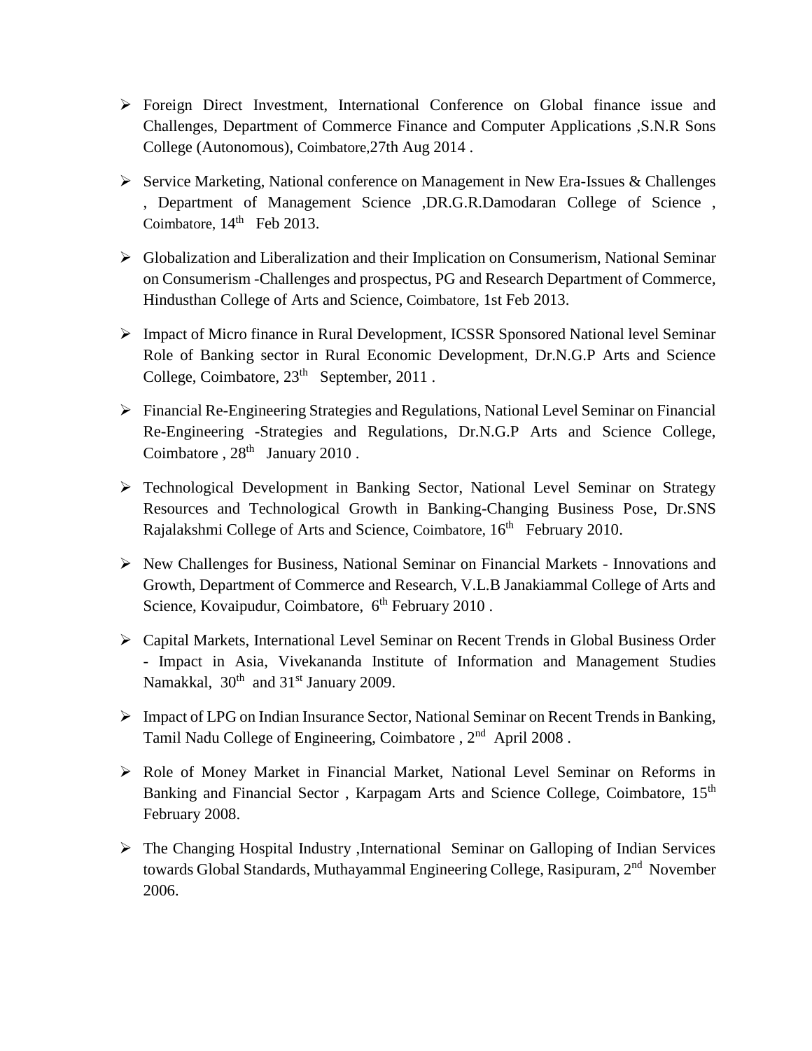- Foreign Direct Investment, International Conference on Global finance issue and Challenges, Department of Commerce Finance and Computer Applications ,S.N.R Sons College (Autonomous), Coimbatore,27th Aug 2014 .

- Service Marketing, National conference on Management in New Era-Issues & Challenges , Department of Management Science ,DR.G.R.Damodaran College of Science , Coimbatore, 14th Feb 2013.

- Globalization and Liberalization and their Implication on Consumerism, National Seminar on Consumerism -Challenges and prospectus, PG and Research Department of Commerce, Hindusthan College of Arts and Science, Coimbatore, 1st Feb 2013.

- Impact of Micro finance in Rural Development, ICSSR Sponsored National level Seminar Role of Banking sector in Rural Economic Development, Dr.N.G.P Arts and Science College, Coimbatore, 23th September, 2011 .

- Financial Re-Engineering Strategies and Regulations, National Level Seminar on Financial Re-Engineering -Strategies and Regulations, Dr.N.G.P Arts and Science College, Coimbatore , 28th January 2010 .

- Technological Development in Banking Sector, National Level Seminar on Strategy Resources and Technological Growth in Banking-Changing Business Pose, Dr.SNS Rajalakshmi College of Arts and Science, Coimbatore, 16th February 2010.

- New Challenges for Business, National Seminar on Financial Markets - Innovations and Growth, Department of Commerce and Research, V.L.B Janakiammal College of Arts and Science, Kovaipudur, Coimbatore, 6th February 2010 .

- Capital Markets, International Level Seminar on Recent Trends in Global Business Order - Impact in Asia, Vivekananda Institute of Information and Management Studies Namakkal, 30th and 31st January 2009.

- Impact of LPG on Indian Insurance Sector, National Seminar on Recent Trends in Banking, Tamil Nadu College of Engineering, Coimbatore , 2nd April 2008 .

- Role of Money Market in Financial Market, National Level Seminar on Reforms in Banking and Financial Sector , Karpagam Arts and Science College, Coimbatore, 15th February 2008.

- The Changing Hospital Industry ,International Seminar on Galloping of Indian Services towards Global Standards, Muthayammal Engineering College, Rasipuram, 2nd November 2006.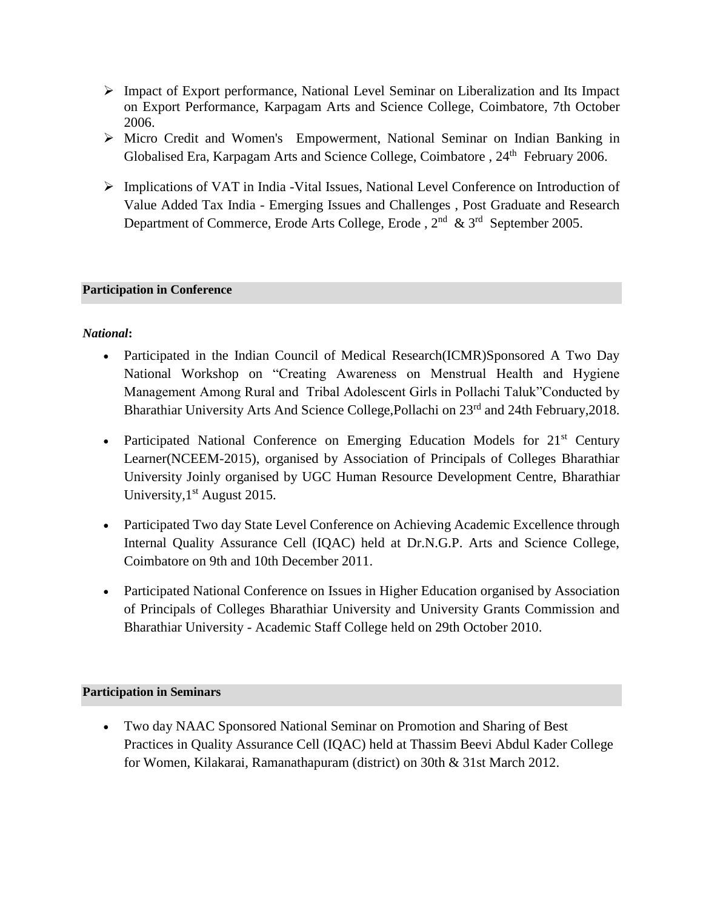- Impact of Export performance, National Level Seminar on Liberalization and Its Impact on Export Performance, Karpagam Arts and Science College, Coimbatore, 7th October 2006.
- Micro Credit and Women's Empowerment, National Seminar on Indian Banking in Globalised Era, Karpagam Arts and Science College, Coimbatore , 24th February 2006.
- Implications of VAT in India -Vital Issues, National Level Conference on Introduction of Value Added Tax India - Emerging Issues and Challenges , Post Graduate and Research Department of Commerce, Erode Arts College, Erode , 2nd & 3rd September 2005.

**Participation in Conference**

***National*:**

- Participated in the Indian Council of Medical Research(ICMR)Sponsored A Two Day National Workshop on "Creating Awareness on Menstrual Health and Hygiene Management Among Rural and Tribal Adolescent Girls in Pollachi Taluk"Conducted by Bharathiar University Arts And Science College,Pollachi on 23rd and 24th February,2018.
- Participated National Conference on Emerging Education Models for 21st Century Learner(NCEEM-2015), organised by Association of Principals of Colleges Bharathiar University Joinly organised by UGC Human Resource Development Centre, Bharathiar University,1st August 2015.
- Participated Two day State Level Conference on Achieving Academic Excellence through Internal Quality Assurance Cell (IQAC) held at Dr.N.G.P. Arts and Science College, Coimbatore on 9th and 10th December 2011.
- Participated National Conference on Issues in Higher Education organised by Association of Principals of Colleges Bharathiar University and University Grants Commission and Bharathiar University - Academic Staff College held on 29th October 2010.

**Participation in Seminars**

- Two day NAAC Sponsored National Seminar on Promotion and Sharing of Best Practices in Quality Assurance Cell (IQAC) held at Thassim Beevi Abdul Kader College for Women, Kilakarai, Ramanathapuram (district) on 30th & 31st March 2012.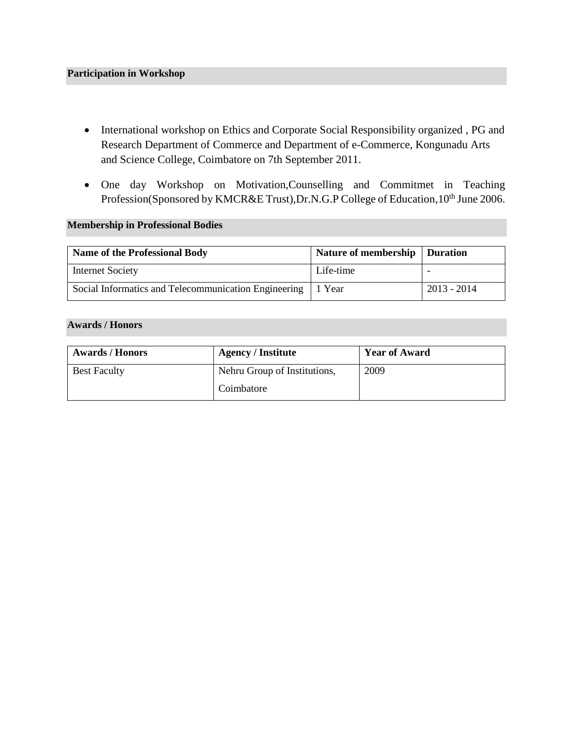## Participation in Workshop

- International workshop on Ethics and Corporate Social Responsibility organized , PG and Research Department of Commerce and Department of e-Commerce, Kongunadu Arts and Science College, Coimbatore on 7th September 2011.
- One day Workshop on Motivation,Counselling and Commitmet in Teaching Profession(Sponsored by KMCR&E Trust),Dr.N.G.P College of Education,10th June 2006.

## Membership in Professional Bodies

| Name of the Professional Body | Nature of membership | Duration |
|---|---|---|
| Internet Society | Life-time | - |
| Social Informatics and Telecommunication Engineering | 1 Year | 2013 - 2014 |

## Awards / Honors

| Awards / Honors | Agency / Institute | Year of Award |
|---|---|---|
| Best Faculty | Nehru Group of Institutions, Coimbatore | 2009 |